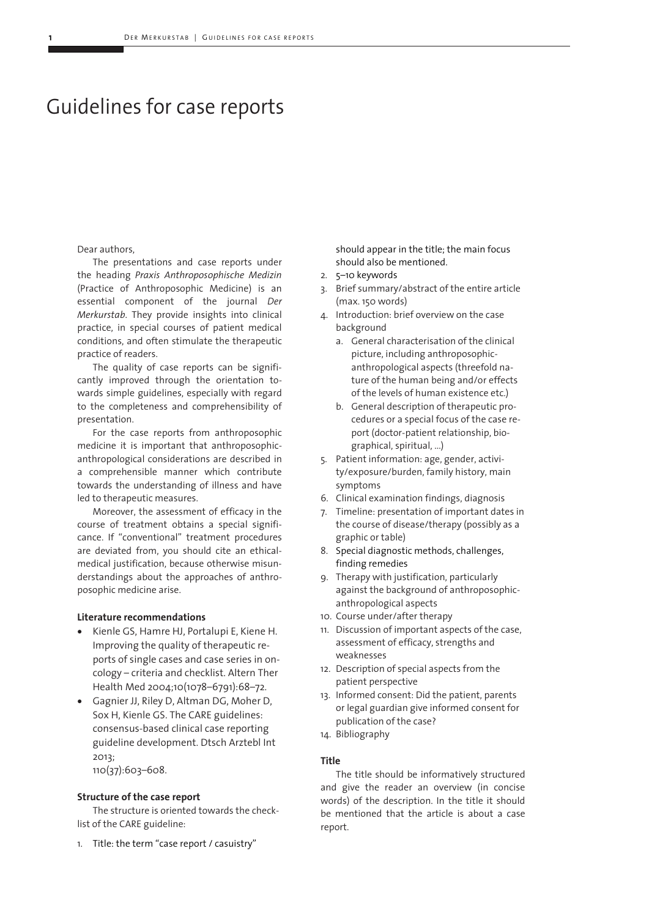# Guidelines for case reports

Dear authors,

The presentations and case reports under the heading *Praxis Anthroposophische Medizin* (Practice of Anthroposophic Medicine) is an essential component of the journal *Der Merkurstab*. They provide insights into clinical practice, in special courses of patient medical conditions, and often stimulate the therapeutic practice of readers.

The quality of case reports can be significantly improved through the orientation towards simple guidelines, especially with regard to the completeness and comprehensibility of presentation.

For the case reports from anthroposophic medicine it is important that anthroposophic-anthropological considerations are described in a comprehensible manner which contribute towards the understanding of illness and have led to therapeutic measures.

Moreover, the assessment of efficacy in the course of treatment obtains a special significance. If "conventional" treatment procedures are deviated from, you should cite an ethical-medical justification, because otherwise misunderstandings about the approaches of anthroposophic medicine arise.

**Literature recommendations**

- Kienle GS, Hamre HJ, Portalupi E, Kiene H. Improving the quality of therapeutic reports of single cases and case series in oncology – criteria and checklist. Altern Ther Health Med 2004;10(1078–6791):68–72.
- Gagnier JJ, Riley D, Altman DG, Moher D, Sox H, Kienle GS. The CARE guidelines: consensus-based clinical case reporting guideline development. Dtsch Arztebl Int 2013;
110(37):603–608.

**Structure of the case report**

The structure is oriented towards the checklist of the CARE guideline:

1. Title: the term "case report / casuistry" should appear in the title; the main focus should also be mentioned.
2. 5–10 keywords
3. Brief summary/abstract of the entire article (max. 150 words)
4. Introduction: brief overview on the case background
   a. General characterisation of the clinical picture, including anthroposophic-anthropological aspects (threefold nature of the human being and/or effects of the levels of human existence etc.)
   b. General description of therapeutic procedures or a special focus of the case report (doctor-patient relationship, biographical, spiritual, ...)
5. Patient information: age, gender, activity/exposure/burden, family history, main symptoms
6. Clinical examination findings, diagnosis
7. Timeline: presentation of important dates in the course of disease/therapy (possibly as a graphic or table)
8. Special diagnostic methods, challenges, finding remedies
9. Therapy with justification, particularly against the background of anthroposophic-anthropological aspects
10. Course under/after therapy
11. Discussion of important aspects of the case, assessment of efficacy, strengths and weaknesses
12. Description of special aspects from the patient perspective
13. Informed consent: Did the patient, parents or legal guardian give informed consent for publication of the case?
14. Bibliography

**Title**

The title should be informatively structured and give the reader an overview (in concise words) of the description. In the title it should be mentioned that the article is about a case report.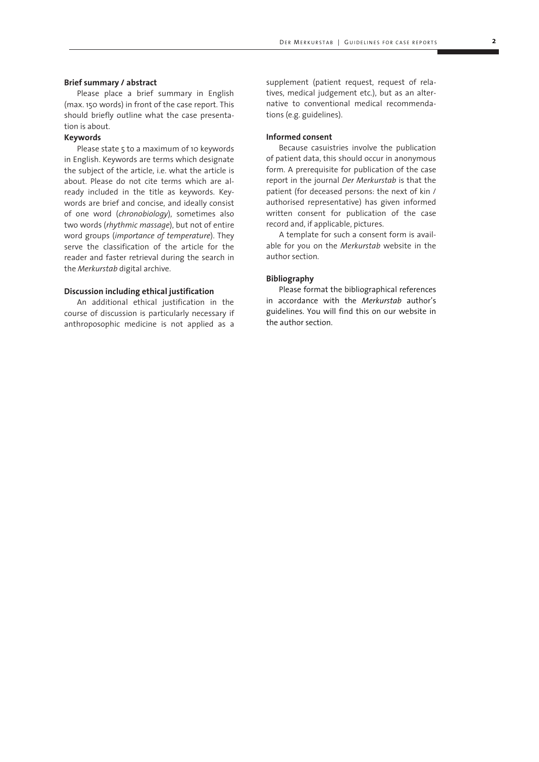### Brief summary / abstract

Please place a brief summary in English (max. 150 words) in front of the case report. This should briefly outline what the case presentation is about.

### Keywords

Please state 5 to a maximum of 10 keywords in English. Keywords are terms which designate the subject of the article, i.e. what the article is about. Please do not cite terms which are already included in the title as keywords. Keywords are brief and concise, and ideally consist of one word (*chronobiology*), sometimes also two words (*rhythmic massage*), but not of entire word groups (*importance of temperature*). They serve the classification of the article for the reader and faster retrieval during the search in the *Merkurstab* digital archive.

### Discussion including ethical justification

An additional ethical justification in the course of discussion is particularly necessary if anthroposophic medicine is not applied as a supplement (patient request, request of relatives, medical judgement etc.), but as an alternative to conventional medical recommendations (e.g. guidelines).

### Informed consent

Because casuistries involve the publication of patient data, this should occur in anonymous form. A prerequisite for publication of the case report in the journal *Der Merkurstab* is that the patient (for deceased persons: the next of kin / authorised representative) has given informed written consent for publication of the case record and, if applicable, pictures.

A template for such a consent form is available for you on the *Merkurstab* website in the author section.

### Bibliography

Please format the bibliographical references in accordance with the *Merkurstab* author's guidelines. You will find this on our website in the author section.